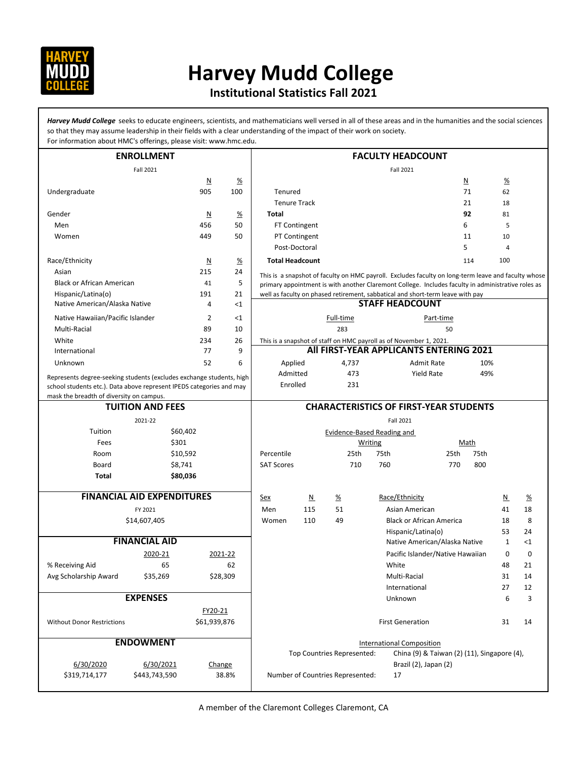# Harvey Mudd College

## Institutional Statistics Fall 2021

***Harvey Mudd College*** seeks to educate engineers, scientists, and mathematicians well versed in all of these areas and in the humanities and the social sciences so that they may assume leadership in their fields with a clear understanding of the impact of their work on society.
For information about HMC's offerings, please visit: www.hmc.edu.

## ENROLLMENT

Fall 2021

| | N | % |
|---|---|---|
| Undergraduate | 905 | 100 |
| | | |
| Gender | N | % |
| Men | 456 | 50 |
| Women | 449 | 50 |
| | | |
| Race/Ethnicity | N | % |
| Asian | 215 | 24 |
| Black or African American | 41 | 5 |
| Hispanic/Latina(o) | 191 | 21 |
| Native American/Alaska Native | 4 | <1 |
| Native Hawaiian/Pacific Islander | 2 | <1 |
| Multi-Racial | 89 | 10 |
| White | 234 | 26 |
| International | 77 | 9 |
| Unknown | 52 | 6 |

Represents degree-seeking students (excludes exchange students, high school students etc.). Data above represent IPEDS categories and may mask the breadth of diversity on campus.

## FACULTY HEADCOUNT

Fall 2021

| | N | % |
|---|---|---|
| Tenured | 71 | 62 |
| Tenure Track | 21 | 18 |
| **Total** | **92** | 81 |
| FT Contingent | 6 | 5 |
| PT Contingent | 11 | 10 |
| Post-Doctoral | 5 | 4 |
| **Total Headcount** | 114 | 100 |

This is a snapshot of faculty on HMC payroll. Excludes faculty on long-term leave and faculty whose primary appointment is with another Claremont College. Includes faculty in administrative roles as well as faculty on phased retirement, sabbatical and short-term leave with pay

## STAFF HEADCOUNT

| Full-time | Part-time |
|---|---|
| 283 | 50 |

This is a snapshot of staff on HMC payroll as of November 1, 2021.

## All FIRST-YEAR APPLICANTS ENTERING 2021

| | | | |
|---|---|---|---|
| Applied | 4,737 | Admit Rate | 10% |
| Admitted | 473 | Yield Rate | 49% |
| Enrolled | 231 | | |

## TUITION AND FEES

2021-22

| | |
|---|---|
| Tuition | $60,402 |
| Fees | $301 |
| Room | $10,592 |
| Board | $8,741 |
| **Total** | **$80,036** |

## CHARACTERISTICS OF FIRST-YEAR STUDENTS

Fall 2021

| | Evidence-Based Reading and Writing | | Math | |
|---|---|---|---|---|
| Percentile | 25th | 75th | 25th | 75th |
| SAT Scores | 710 | 760 | 770 | 800 |

| Sex | N | % |
|---|---|---|
| Men | 115 | 51 |
| Women | 110 | 49 |

| Race/Ethnicity | N | % |
|---|---|---|
| Asian American | 41 | 18 |
| Black or African America | 18 | 8 |
| Hispanic/Latina(o) | 53 | 24 |
| Native American/Alaska Native | 1 | <1 |
| Pacific Islander/Native Hawaiian | 0 | 0 |
| White | 48 | 21 |
| Multi-Racial | 31 | 14 |
| International | 27 | 12 |
| Unknown | 6 | 3 |
| | | |
| First Generation | 31 | 14 |

**International Composition**

Top Countries Represented: China (9) & Taiwan (2) (11), Singapore (4), Brazil (2), Japan (2)

Number of Countries Represented: 17

## FINANCIAL AID EXPENDITURES

FY 2021

$14,607,405

## FINANCIAL AID

| | 2020-21 | 2021-22 |
|---|---|---|
| % Receiving Aid | 65 | 62 |
| Avg Scholarship Award | $35,269 | $28,309 |

## EXPENSES

| | FY20-21 |
|---|---|
| Without Donor Restrictions | $61,939,876 |

## ENDOWMENT

| 6/30/2020 | 6/30/2021 | Change |
|---|---|---|
| $319,714,177 | $443,743,590 | 38.8% |

A member of the Claremont Colleges Claremont, CA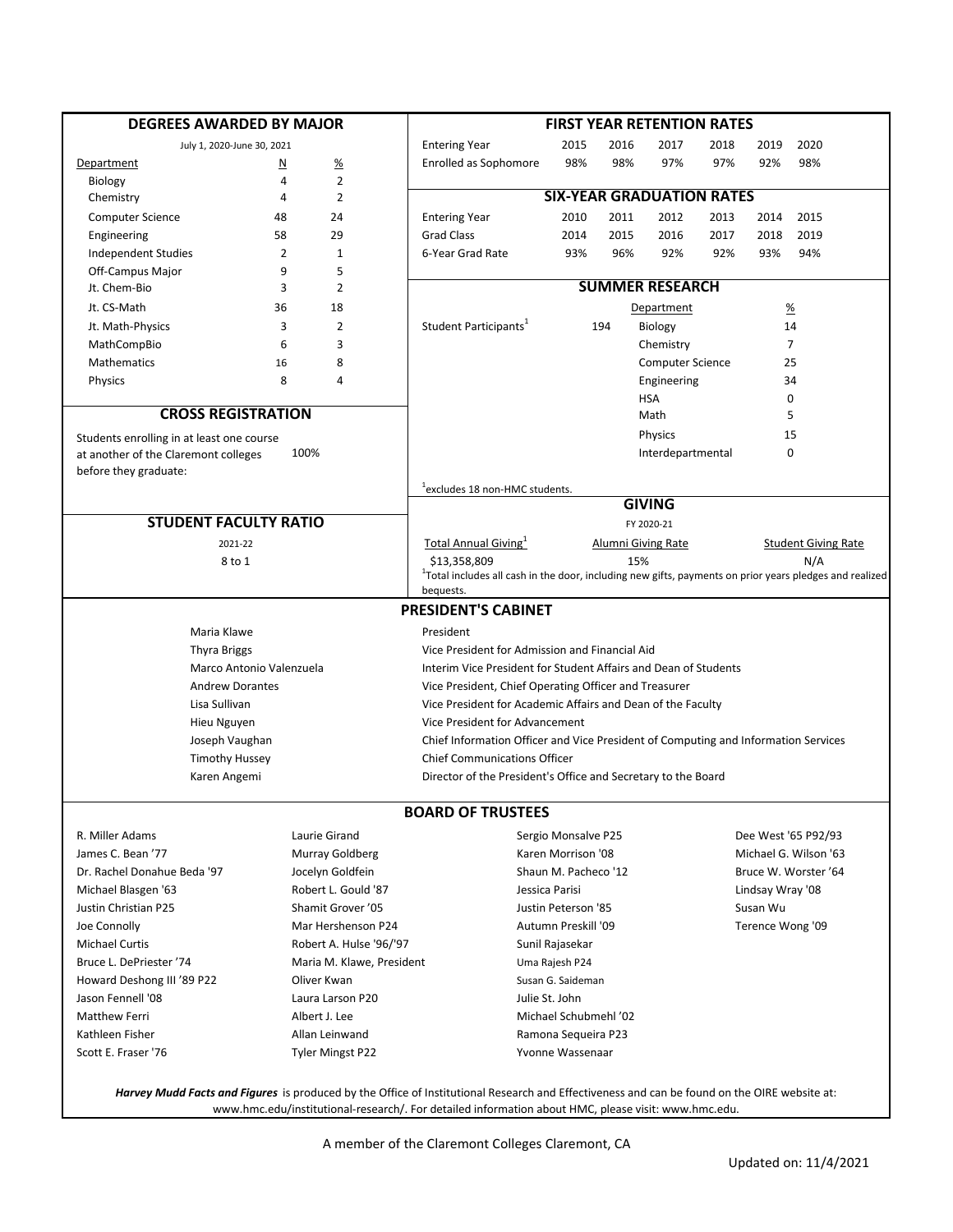## DEGREES AWARDED BY MAJOR

July 1, 2020-June 30, 2021

| Department | N | % |
|---|---|---|
| Biology | 4 | 2 |
| Chemistry | 4 | 2 |
| Computer Science | 48 | 24 |
| Engineering | 58 | 29 |
| Independent Studies | 2 | 1 |
| Off-Campus Major | 9 | 5 |
| Jt. Chem-Bio | 3 | 2 |
| Jt. CS-Math | 36 | 18 |
| Jt. Math-Physics | 3 | 2 |
| MathCompBio | 6 | 3 |
| Mathematics | 16 | 8 |
| Physics | 8 | 4 |

## FIRST YEAR RETENTION RATES

| Entering Year | 2015 | 2016 | 2017 | 2018 | 2019 | 2020 |
|---|---|---|---|---|---|---|
| Enrolled as Sophomore | 98% | 98% | 97% | 97% | 92% | 98% |

## SIX-YEAR GRADUATION RATES

| Entering Year | 2010 | 2011 | 2012 | 2013 | 2014 | 2015 |
|---|---|---|---|---|---|---|
| Grad Class | 2014 | 2015 | 2016 | 2017 | 2018 | 2019 |
| 6-Year Grad Rate | 93% | 96% | 92% | 92% | 93% | 94% |

## SUMMER RESEARCH

| | | Department | % |
|---|---|---|---|
| Student Participants[1] | 194 | Biology | 14 |
| | | Chemistry | 7 |
| | | Computer Science | 25 |
| | | Engineering | 34 |
| | | HSA | 0 |
| | | Math | 5 |
| | | Physics | 15 |
| | | Interdepartmental | 0 |

[1]excludes 18 non-HMC students.

## CROSS REGISTRATION

Students enrolling in at least one course at another of the Claremont colleges before they graduate: 100%

## STUDENT FACULTY RATIO

2021-22

8 to 1

## GIVING

FY 2020-21

| Total Annual Giving[1] | Alumni Giving Rate | Student Giving Rate |
|---|---|---|
| $13,358,809 | 15% | N/A |

[1]Total includes all cash in the door, including new gifts, payments on prior years pledges and realized bequests.

## PRESIDENT'S CABINET

| | |
|---|---|
| Maria Klawe | President |
| Thyra Briggs | Vice President for Admission and Financial Aid |
| Marco Antonio Valenzuela | Interim Vice President for Student Affairs and Dean of Students |
| Andrew Dorantes | Vice President, Chief Operating Officer and Treasurer |
| Lisa Sullivan | Vice President for Academic Affairs and Dean of the Faculty |
| Hieu Nguyen | Vice President for Advancement |
| Joseph Vaughan | Chief Information Officer and Vice President of Computing and Information Services |
| Timothy Hussey | Chief Communications Officer |
| Karen Angemi | Director of the President's Office and Secretary to the Board |

## BOARD OF TRUSTEES

R. Miller Adams
James C. Bean '77
Dr. Rachel Donahue Beda '97
Michael Blasgen '63
Justin Christian P25
Joe Connolly
Michael Curtis
Bruce L. DePriester '74
Howard Deshong III '89 P22
Jason Fennell '08
Matthew Ferri
Kathleen Fisher
Scott E. Fraser '76
Laurie Girand
Murray Goldberg
Jocelyn Goldfein
Robert L. Gould '87
Shamit Grover '05
Mar Hershenson P24
Robert A. Hulse '96/'97
Maria M. Klawe, President
Oliver Kwan
Laura Larson P20
Albert J. Lee
Allan Leinwand
Tyler Mingst P22
Sergio Monsalve P25
Karen Morrison '08
Shaun M. Pacheco '12
Jessica Parisi
Justin Peterson '85
Autumn Preskill '09
Sunil Rajasekar
Uma Rajesh P24
Susan G. Saideman
Julie St. John
Michael Schubmehl '02
Ramona Sequeira P23
Yvonne Wassenaar
Dee West '65 P92/93
Michael G. Wilson '63
Bruce W. Worster '64
Lindsay Wray '08
Susan Wu
Terence Wong '09

***Harvey Mudd Facts and Figures*** is produced by the Office of Institutional Research and Effectiveness and can be found on the OIRE website at: www.hmc.edu/institutional-research/. For detailed information about HMC, please visit: www.hmc.edu.

A member of the Claremont Colleges Claremont, CA

Updated on: 11/4/2021